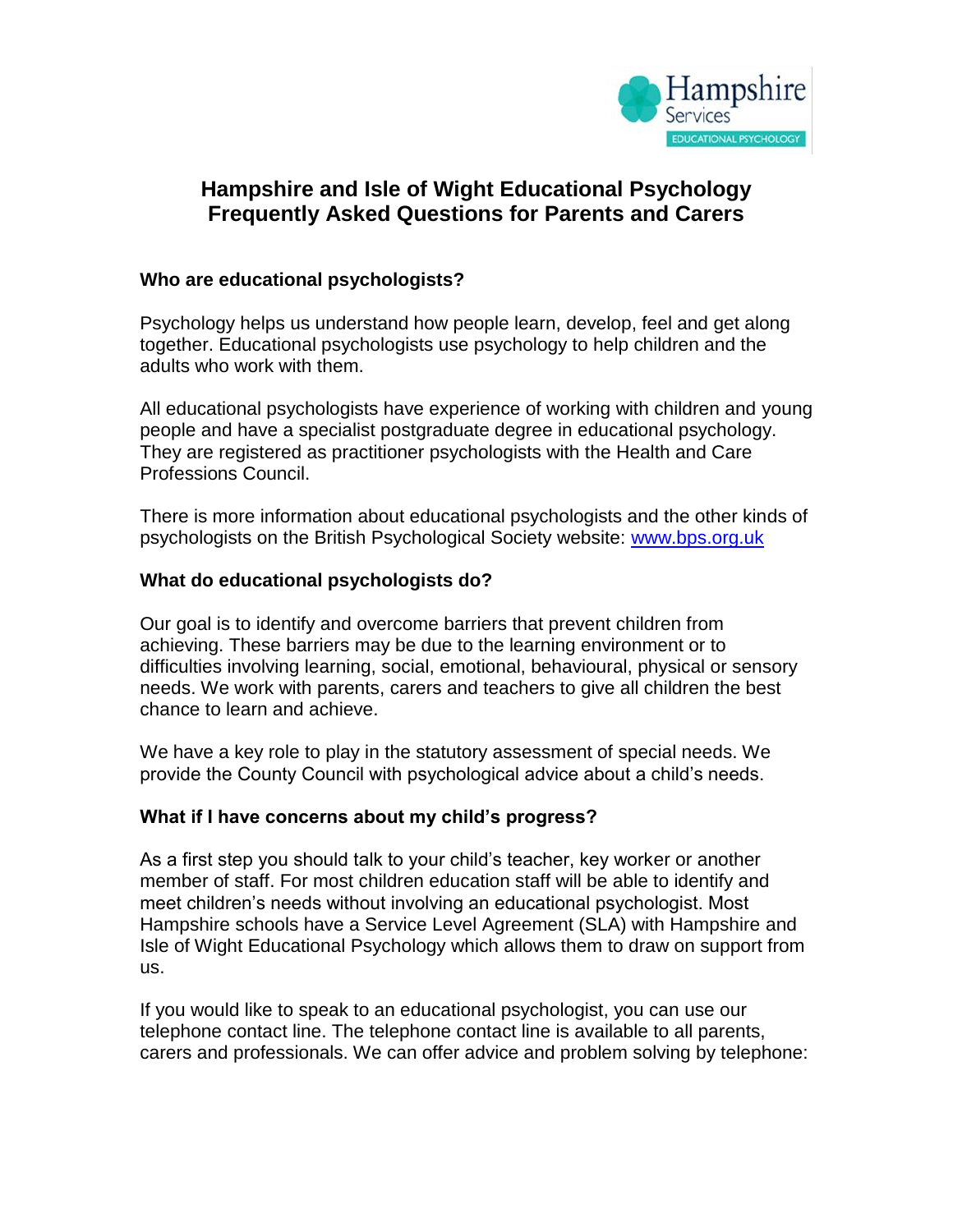# Hampshire and Isle of Wight Educational Psychology Frequently Asked Questions for Parents and Carers

### Who are educational psychologists?

Psychology helps us understand how people learn, develop, feel and get along together. Educational psychologists use psychology to help children and the adults who work with them.

All educational psychologists have experience of working with children and young people and have a specialist postgraduate degree in educational psychology. They are registered as practitioner psychologists with the Health and Care Professions Council.

There is more information about educational psychologists and the other kinds of psychologists on the British Psychological Society website: [www.bps.org.uk](http://www.bps.org.uk)

### What do educational psychologists do?

Our goal is to identify and overcome barriers that prevent children from achieving. These barriers may be due to the learning environment or to difficulties involving learning, social, emotional, behavioural, physical or sensory needs. We work with parents, carers and teachers to give all children the best chance to learn and achieve.

We have a key role to play in the statutory assessment of special needs. We provide the County Council with psychological advice about a child's needs.

### What if I have concerns about my child's progress?

As a first step you should talk to your child's teacher, key worker or another member of staff. For most children education staff will be able to identify and meet children's needs without involving an educational psychologist. Most Hampshire schools have a Service Level Agreement (SLA) with Hampshire and Isle of Wight Educational Psychology which allows them to draw on support from us.

If you would like to speak to an educational psychologist, you can use our telephone contact line. The telephone contact line is available to all parents, carers and professionals. We can offer advice and problem solving by telephone: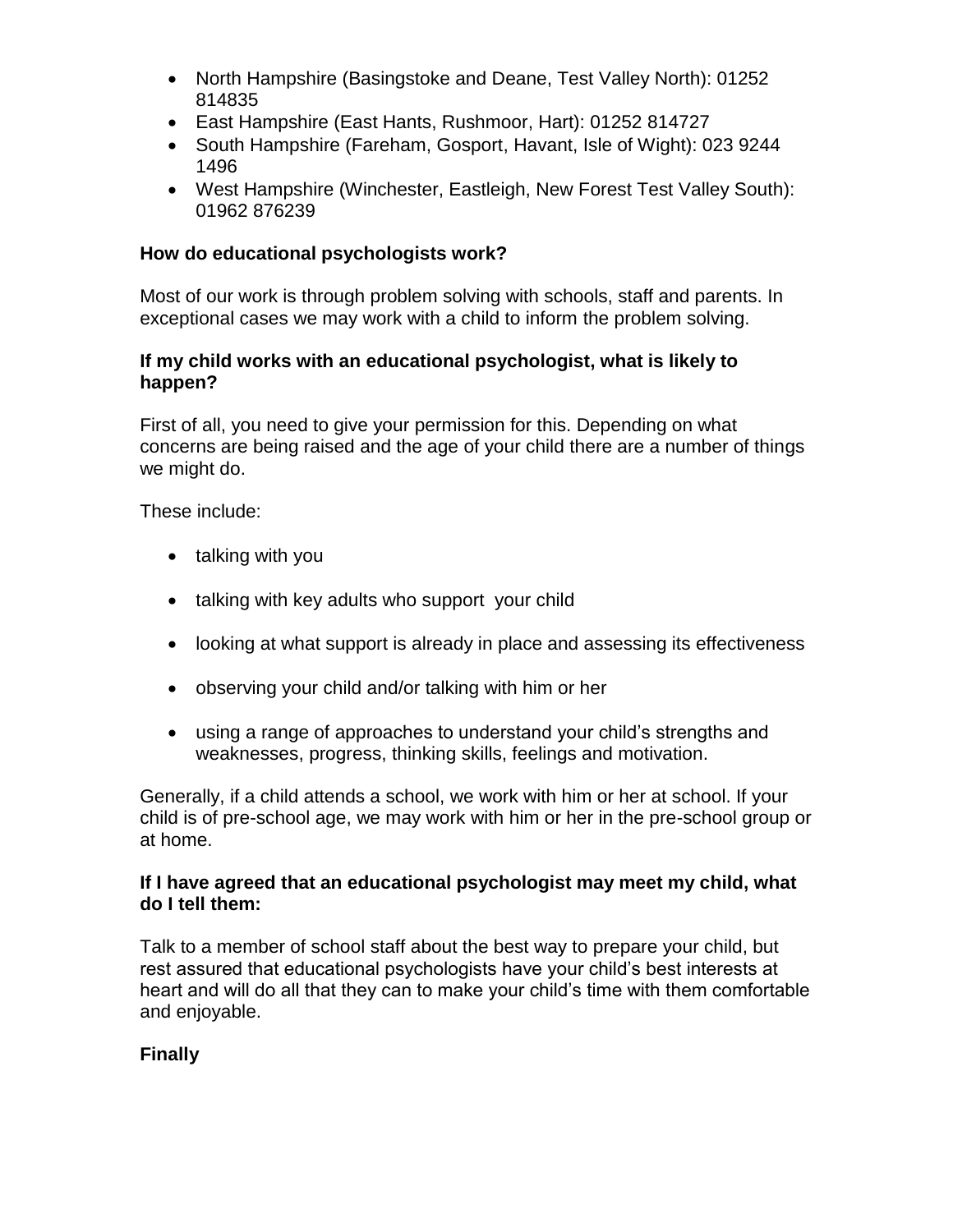- North Hampshire (Basingstoke and Deane, Test Valley North): 01252 814835
- East Hampshire (East Hants, Rushmoor, Hart): 01252 814727
- South Hampshire (Fareham, Gosport, Havant, Isle of Wight): 023 9244 1496
- West Hampshire (Winchester, Eastleigh, New Forest Test Valley South): 01962 876239

**How do educational psychologists work?**

Most of our work is through problem solving with schools, staff and parents. In exceptional cases we may work with a child to inform the problem solving.

**If my child works with an educational psychologist, what is likely to happen?**

First of all, you need to give your permission for this. Depending on what concerns are being raised and the age of your child there are a number of things we might do.

These include:

- talking with you
- talking with key adults who support your child
- looking at what support is already in place and assessing its effectiveness
- observing your child and/or talking with him or her
- using a range of approaches to understand your child's strengths and weaknesses, progress, thinking skills, feelings and motivation.

Generally, if a child attends a school, we work with him or her at school. If your child is of pre-school age, we may work with him or her in the pre-school group or at home.

**If I have agreed that an educational psychologist may meet my child, what do I tell them:**

Talk to a member of school staff about the best way to prepare your child, but rest assured that educational psychologists have your child's best interests at heart and will do all that they can to make your child's time with them comfortable and enjoyable.

**Finally**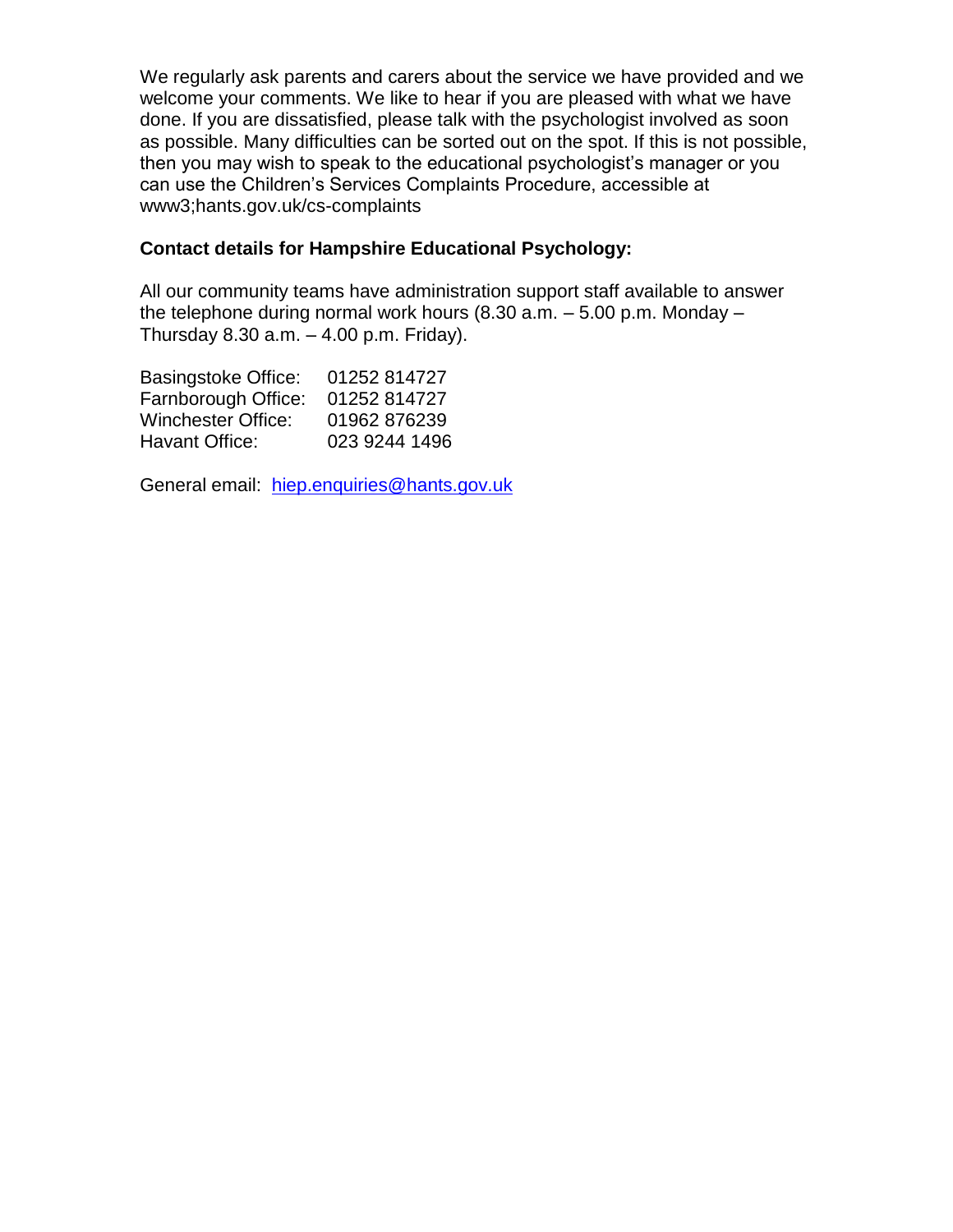We regularly ask parents and carers about the service we have provided and we welcome your comments. We like to hear if you are pleased with what we have done. If you are dissatisfied, please talk with the psychologist involved as soon as possible. Many difficulties can be sorted out on the spot. If this is not possible, then you may wish to speak to the educational psychologist's manager or you can use the Children's Services Complaints Procedure, accessible at www3;hants.gov.uk/cs-complaints

**Contact details for Hampshire Educational Psychology:**

All our community teams have administration support staff available to answer the telephone during normal work hours (8.30 a.m. – 5.00 p.m. Monday – Thursday 8.30 a.m. – 4.00 p.m. Friday).

| | |
|---|---|
| Basingstoke Office: | 01252 814727 |
| Farnborough Office: | 01252 814727 |
| Winchester Office: | 01962 876239 |
| Havant Office: | 023 9244 1496 |

General email: hiep.enquiries@hants.gov.uk